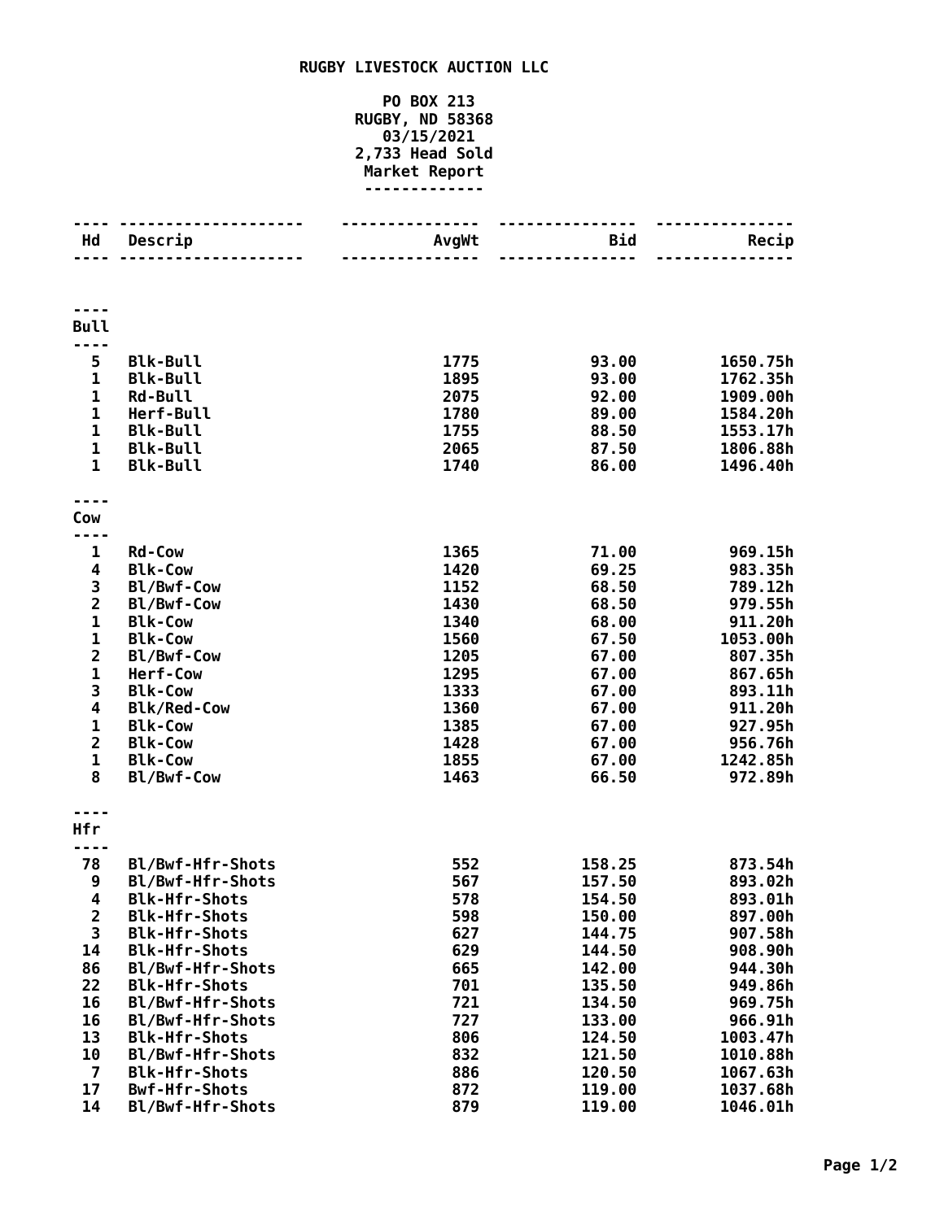**RUGBY LIVESTOCK AUCTION LLC**

**PO BOX 213**
**RUGBY, ND 58368**
**03/15/2021**
**2,733 Head Sold**
**Market Report**

| Hd | Descrip | AvgWt | Bid | Recip |
|---|---|---|---|---|
| **Bull** | | | | |
| 5 | Blk-Bull | 1775 | 93.00 | 1650.75h |
| 1 | Blk-Bull | 1895 | 93.00 | 1762.35h |
| 1 | Rd-Bull | 2075 | 92.00 | 1909.00h |
| 1 | Herf-Bull | 1780 | 89.00 | 1584.20h |
| 1 | Blk-Bull | 1755 | 88.50 | 1553.17h |
| 1 | Blk-Bull | 2065 | 87.50 | 1806.88h |
| 1 | Blk-Bull | 1740 | 86.00 | 1496.40h |
| **Cow** | | | | |
| 1 | Rd-Cow | 1365 | 71.00 | 969.15h |
| 4 | Blk-Cow | 1420 | 69.25 | 983.35h |
| 3 | Bl/Bwf-Cow | 1152 | 68.50 | 789.12h |
| 2 | Bl/Bwf-Cow | 1430 | 68.50 | 979.55h |
| 1 | Blk-Cow | 1340 | 68.00 | 911.20h |
| 1 | Blk-Cow | 1560 | 67.50 | 1053.00h |
| 2 | Bl/Bwf-Cow | 1205 | 67.00 | 807.35h |
| 1 | Herf-Cow | 1295 | 67.00 | 867.65h |
| 3 | Blk-Cow | 1333 | 67.00 | 893.11h |
| 4 | Blk/Red-Cow | 1360 | 67.00 | 911.20h |
| 1 | Blk-Cow | 1385 | 67.00 | 927.95h |
| 2 | Blk-Cow | 1428 | 67.00 | 956.76h |
| 1 | Blk-Cow | 1855 | 67.00 | 1242.85h |
| 8 | Bl/Bwf-Cow | 1463 | 66.50 | 972.89h |
| **Hfr** | | | | |
| 78 | Bl/Bwf-Hfr-Shots | 552 | 158.25 | 873.54h |
| 9 | Bl/Bwf-Hfr-Shots | 567 | 157.50 | 893.02h |
| 4 | Blk-Hfr-Shots | 578 | 154.50 | 893.01h |
| 2 | Blk-Hfr-Shots | 598 | 150.00 | 897.00h |
| 3 | Blk-Hfr-Shots | 627 | 144.75 | 907.58h |
| 14 | Blk-Hfr-Shots | 629 | 144.50 | 908.90h |
| 86 | Bl/Bwf-Hfr-Shots | 665 | 142.00 | 944.30h |
| 22 | Blk-Hfr-Shots | 701 | 135.50 | 949.86h |
| 16 | Bl/Bwf-Hfr-Shots | 721 | 134.50 | 969.75h |
| 16 | Bl/Bwf-Hfr-Shots | 727 | 133.00 | 966.91h |
| 13 | Blk-Hfr-Shots | 806 | 124.50 | 1003.47h |
| 10 | Bl/Bwf-Hfr-Shots | 832 | 121.50 | 1010.88h |
| 7 | Blk-Hfr-Shots | 886 | 120.50 | 1067.63h |
| 17 | Bwf-Hfr-Shots | 872 | 119.00 | 1037.68h |
| 14 | Bl/Bwf-Hfr-Shots | 879 | 119.00 | 1046.01h |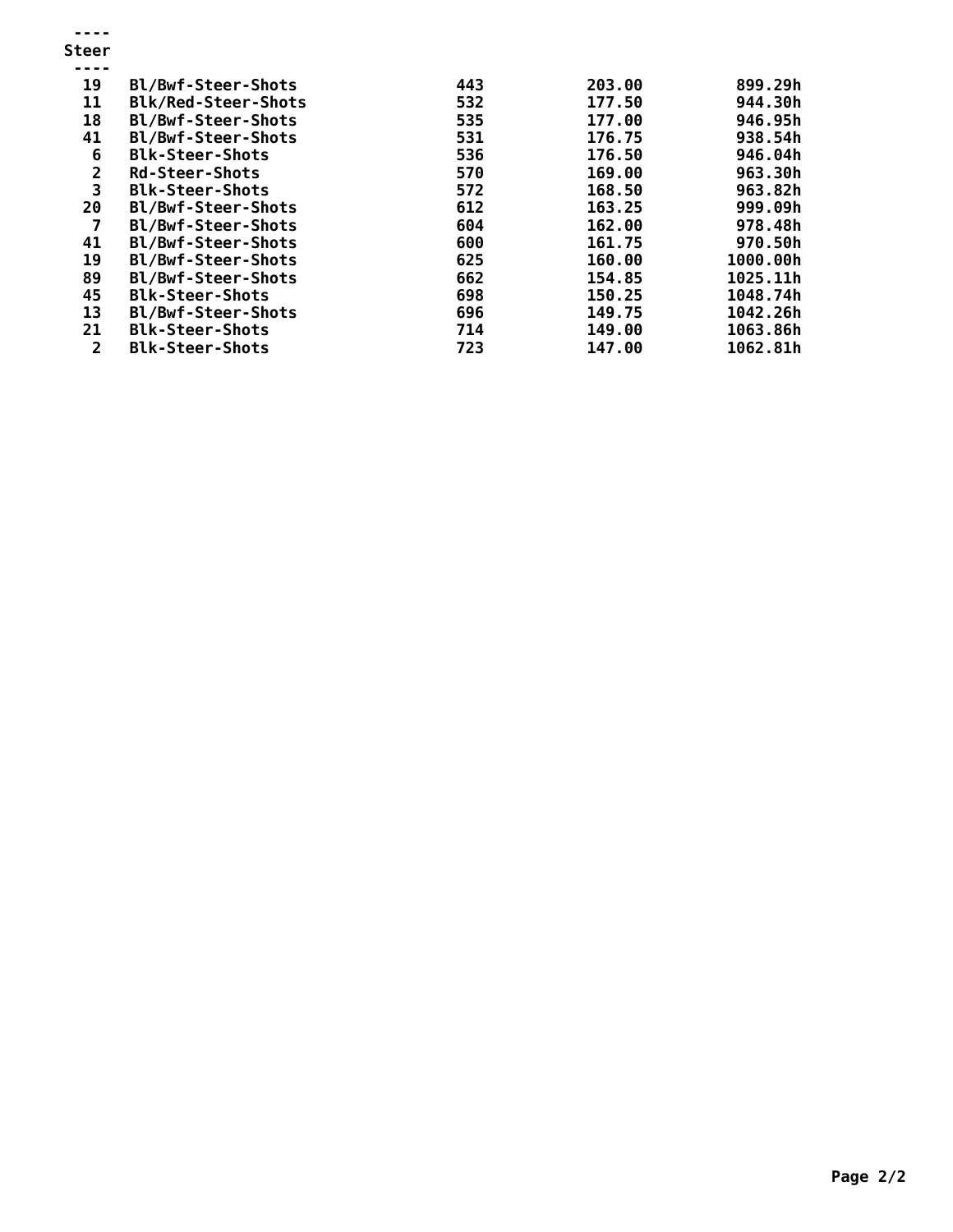----
Steer
----

| | | | | |
|---|---|---|---|---|
| 19 | Bl/Bwf-Steer-Shots | 443 | 203.00 | 899.29h |
| 11 | Blk/Red-Steer-Shots | 532 | 177.50 | 944.30h |
| 18 | Bl/Bwf-Steer-Shots | 535 | 177.00 | 946.95h |
| 41 | Bl/Bwf-Steer-Shots | 531 | 176.75 | 938.54h |
| 6 | Blk-Steer-Shots | 536 | 176.50 | 946.04h |
| 2 | Rd-Steer-Shots | 570 | 169.00 | 963.30h |
| 3 | Blk-Steer-Shots | 572 | 168.50 | 963.82h |
| 20 | Bl/Bwf-Steer-Shots | 612 | 163.25 | 999.09h |
| 7 | Bl/Bwf-Steer-Shots | 604 | 162.00 | 978.48h |
| 41 | Bl/Bwf-Steer-Shots | 600 | 161.75 | 970.50h |
| 19 | Bl/Bwf-Steer-Shots | 625 | 160.00 | 1000.00h |
| 89 | Bl/Bwf-Steer-Shots | 662 | 154.85 | 1025.11h |
| 45 | Blk-Steer-Shots | 698 | 150.25 | 1048.74h |
| 13 | Bl/Bwf-Steer-Shots | 696 | 149.75 | 1042.26h |
| 21 | Blk-Steer-Shots | 714 | 149.00 | 1063.86h |
| 2 | Blk-Steer-Shots | 723 | 147.00 | 1062.81h |